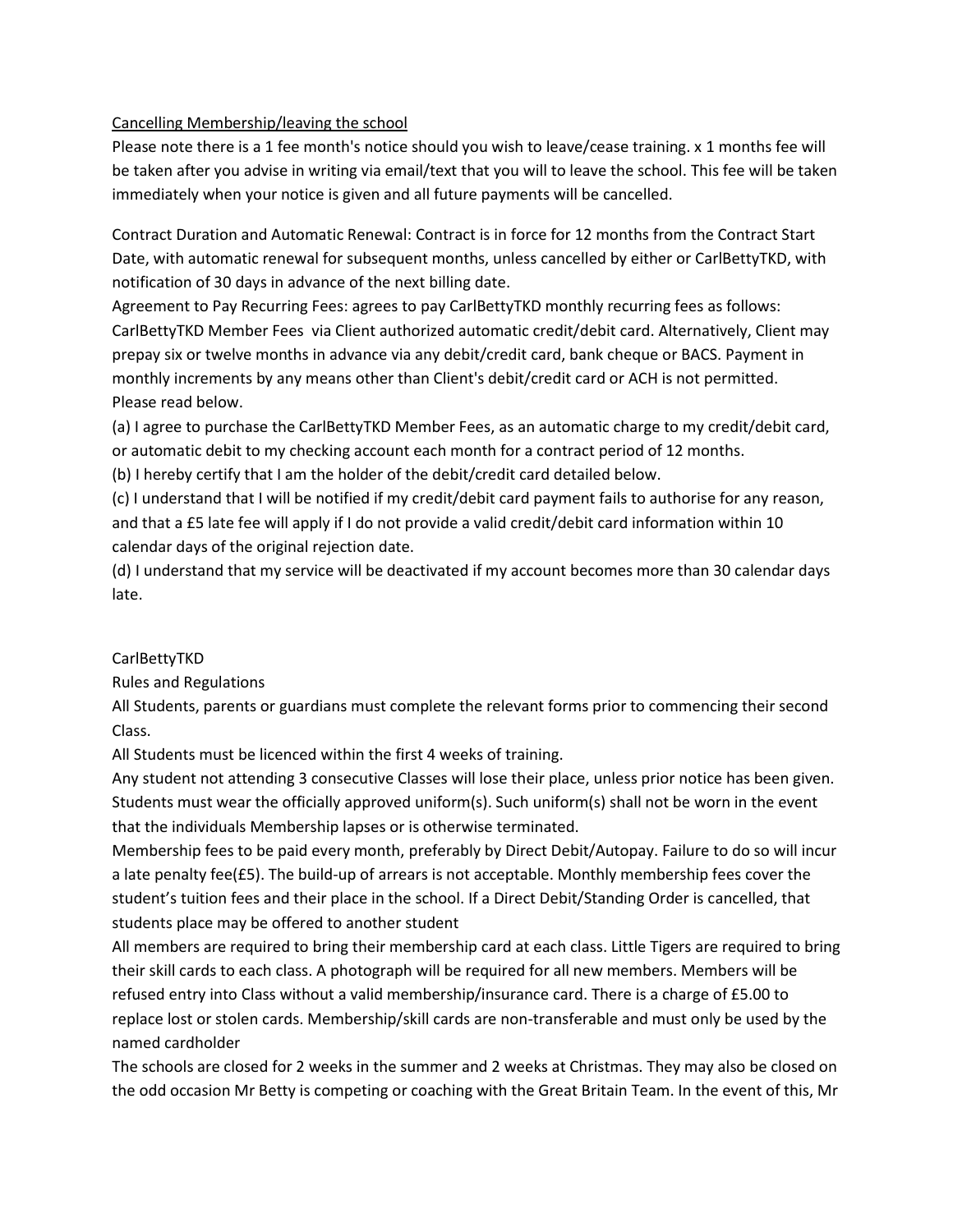<u>Cancelling Membership/leaving the school</u>

Please note there is a 1 fee month's notice should you wish to leave/cease training. x 1 months fee will be taken after you advise in writing via email/text that you will to leave the school. This fee will be taken immediately when your notice is given and all future payments will be cancelled.

Contract Duration and Automatic Renewal: Contract is in force for 12 months from the Contract Start Date, with automatic renewal for subsequent months, unless cancelled by either or CarlBettyTKD, with notification of 30 days in advance of the next billing date.

Agreement to Pay Recurring Fees: agrees to pay CarlBettyTKD monthly recurring fees as follows: CarlBettyTKD Member Fees via Client authorized automatic credit/debit card. Alternatively, Client may prepay six or twelve months in advance via any debit/credit card, bank cheque or BACS. Payment in monthly increments by any means other than Client's debit/credit card or ACH is not permitted.

Please read below.

(a) I agree to purchase the CarlBettyTKD Member Fees, as an automatic charge to my credit/debit card, or automatic debit to my checking account each month for a contract period of 12 months.

(b) I hereby certify that I am the holder of the debit/credit card detailed below.

(c) I understand that I will be notified if my credit/debit card payment fails to authorise for any reason, and that a £5 late fee will apply if I do not provide a valid credit/debit card information within 10 calendar days of the original rejection date.

(d) I understand that my service will be deactivated if my account becomes more than 30 calendar days late.

CarlBettyTKD

Rules and Regulations

All Students, parents or guardians must complete the relevant forms prior to commencing their second Class.

All Students must be licenced within the first 4 weeks of training.

Any student not attending 3 consecutive Classes will lose their place, unless prior notice has been given.

Students must wear the officially approved uniform(s). Such uniform(s) shall not be worn in the event that the individuals Membership lapses or is otherwise terminated.

Membership fees to be paid every month, preferably by Direct Debit/Autopay. Failure to do so will incur a late penalty fee(£5). The build-up of arrears is not acceptable. Monthly membership fees cover the student's tuition fees and their place in the school. If a Direct Debit/Standing Order is cancelled, that students place may be offered to another student

All members are required to bring their membership card at each class. Little Tigers are required to bring their skill cards to each class. A photograph will be required for all new members. Members will be refused entry into Class without a valid membership/insurance card. There is a charge of £5.00 to replace lost or stolen cards. Membership/skill cards are non-transferable and must only be used by the named cardholder

The schools are closed for 2 weeks in the summer and 2 weeks at Christmas. They may also be closed on the odd occasion Mr Betty is competing or coaching with the Great Britain Team. In the event of this, Mr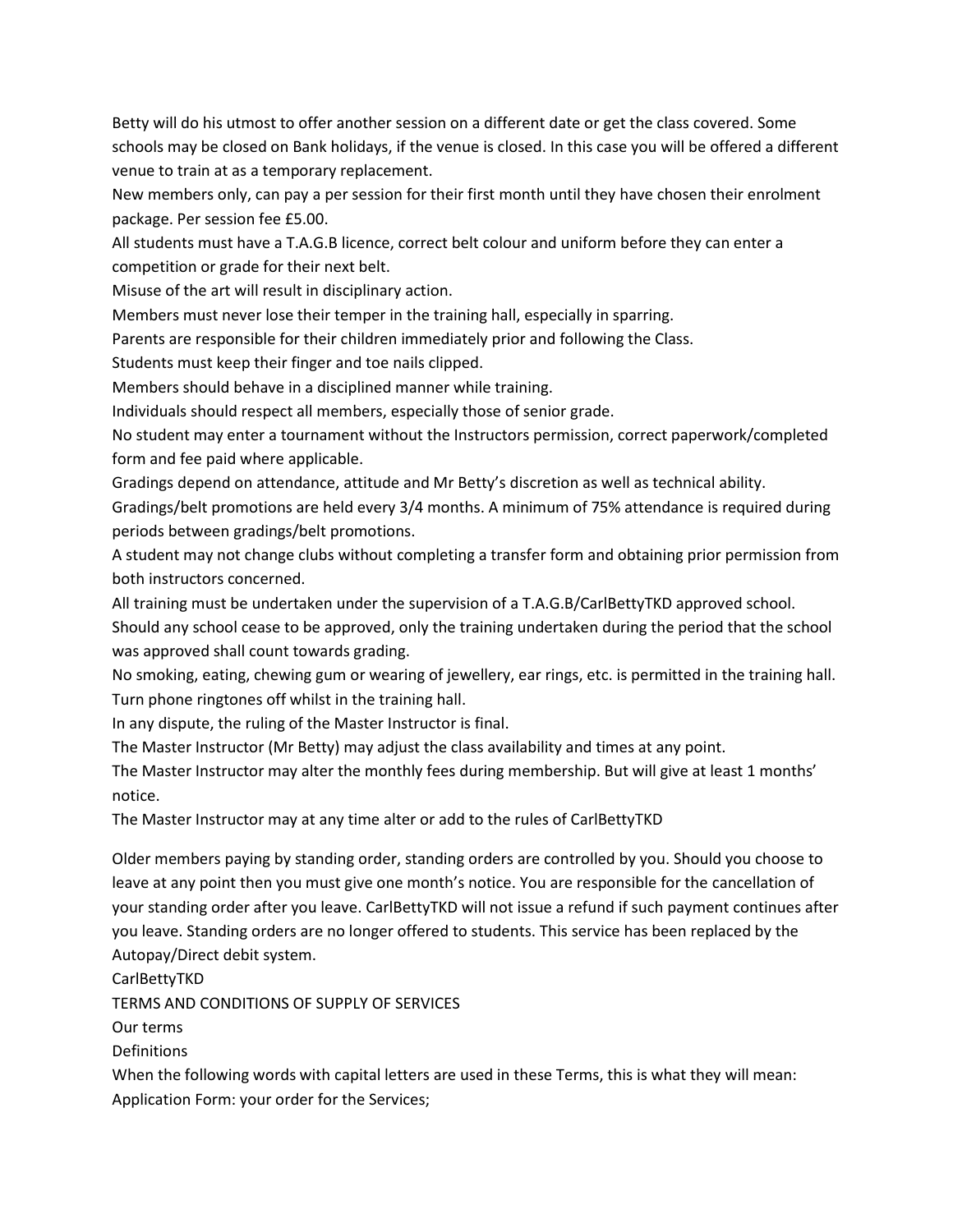Betty will do his utmost to offer another session on a different date or get the class covered. Some schools may be closed on Bank holidays, if the venue is closed. In this case you will be offered a different venue to train at as a temporary replacement.

New members only, can pay a per session for their first month until they have chosen their enrolment package. Per session fee £5.00.

All students must have a T.A.G.B licence, correct belt colour and uniform before they can enter a competition or grade for their next belt.

Misuse of the art will result in disciplinary action.

Members must never lose their temper in the training hall, especially in sparring.

Parents are responsible for their children immediately prior and following the Class.

Students must keep their finger and toe nails clipped.

Members should behave in a disciplined manner while training.

Individuals should respect all members, especially those of senior grade.

No student may enter a tournament without the Instructors permission, correct paperwork/completed form and fee paid where applicable.

Gradings depend on attendance, attitude and Mr Betty's discretion as well as technical ability.

Gradings/belt promotions are held every 3/4 months. A minimum of 75% attendance is required during periods between gradings/belt promotions.

A student may not change clubs without completing a transfer form and obtaining prior permission from both instructors concerned.

All training must be undertaken under the supervision of a T.A.G.B/CarlBettyTKD approved school.

Should any school cease to be approved, only the training undertaken during the period that the school was approved shall count towards grading.

No smoking, eating, chewing gum or wearing of jewellery, ear rings, etc. is permitted in the training hall.

Turn phone ringtones off whilst in the training hall.

In any dispute, the ruling of the Master Instructor is final.

The Master Instructor (Mr Betty) may adjust the class availability and times at any point.

The Master Instructor may alter the monthly fees during membership. But will give at least 1 months' notice.

The Master Instructor may at any time alter or add to the rules of CarlBettyTKD

Older members paying by standing order, standing orders are controlled by you. Should you choose to leave at any point then you must give one month's notice. You are responsible for the cancellation of your standing order after you leave. CarlBettyTKD will not issue a refund if such payment continues after you leave. Standing orders are no longer offered to students. This service has been replaced by the Autopay/Direct debit system.

CarlBettyTKD

TERMS AND CONDITIONS OF SUPPLY OF SERVICES

Our terms

Definitions

When the following words with capital letters are used in these Terms, this is what they will mean:

Application Form: your order for the Services;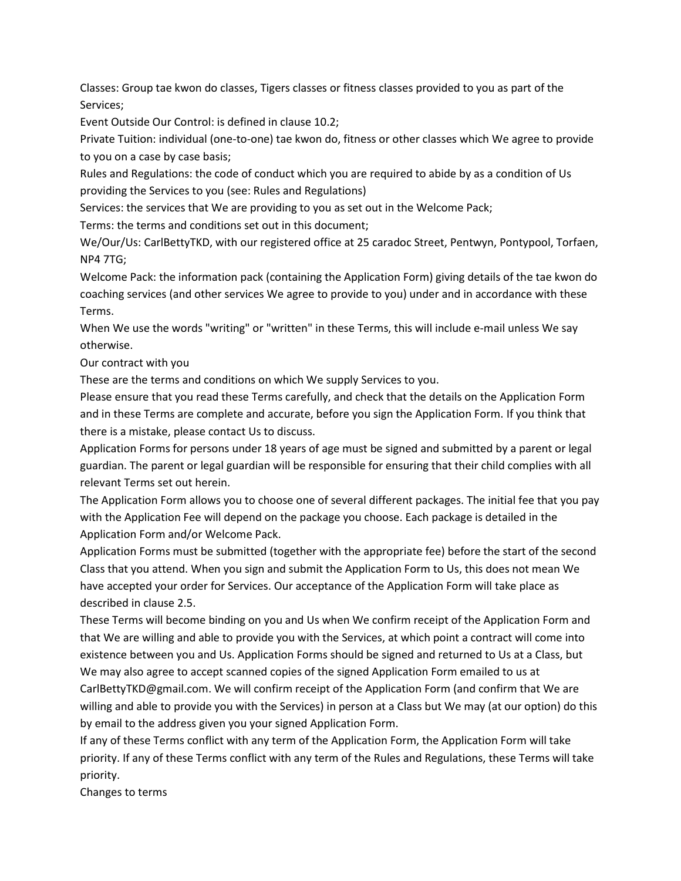Classes: Group tae kwon do classes, Tigers classes or fitness classes provided to you as part of the Services;

Event Outside Our Control: is defined in clause 10.2;

Private Tuition: individual (one-to-one) tae kwon do, fitness or other classes which We agree to provide to you on a case by case basis;

Rules and Regulations: the code of conduct which you are required to abide by as a condition of Us providing the Services to you (see: Rules and Regulations)

Services: the services that We are providing to you as set out in the Welcome Pack;

Terms: the terms and conditions set out in this document;

We/Our/Us: CarlBettyTKD, with our registered office at 25 caradoc Street, Pentwyn, Pontypool, Torfaen, NP4 7TG;

Welcome Pack: the information pack (containing the Application Form) giving details of the tae kwon do coaching services (and other services We agree to provide to you) under and in accordance with these Terms.

When We use the words "writing" or "written" in these Terms, this will include e-mail unless We say otherwise.

## Our contract with you

These are the terms and conditions on which We supply Services to you.

Please ensure that you read these Terms carefully, and check that the details on the Application Form and in these Terms are complete and accurate, before you sign the Application Form. If you think that there is a mistake, please contact Us to discuss.

Application Forms for persons under 18 years of age must be signed and submitted by a parent or legal guardian. The parent or legal guardian will be responsible for ensuring that their child complies with all relevant Terms set out herein.

The Application Form allows you to choose one of several different packages. The initial fee that you pay with the Application Fee will depend on the package you choose. Each package is detailed in the Application Form and/or Welcome Pack.

Application Forms must be submitted (together with the appropriate fee) before the start of the second Class that you attend. When you sign and submit the Application Form to Us, this does not mean We have accepted your order for Services. Our acceptance of the Application Form will take place as described in clause 2.5.

These Terms will become binding on you and Us when We confirm receipt of the Application Form and that We are willing and able to provide you with the Services, at which point a contract will come into existence between you and Us. Application Forms should be signed and returned to Us at a Class, but We may also agree to accept scanned copies of the signed Application Form emailed to us at CarlBettyTKD@gmail.com. We will confirm receipt of the Application Form (and confirm that We are willing and able to provide you with the Services) in person at a Class but We may (at our option) do this by email to the address given you your signed Application Form.

If any of these Terms conflict with any term of the Application Form, the Application Form will take priority. If any of these Terms conflict with any term of the Rules and Regulations, these Terms will take priority.

## Changes to terms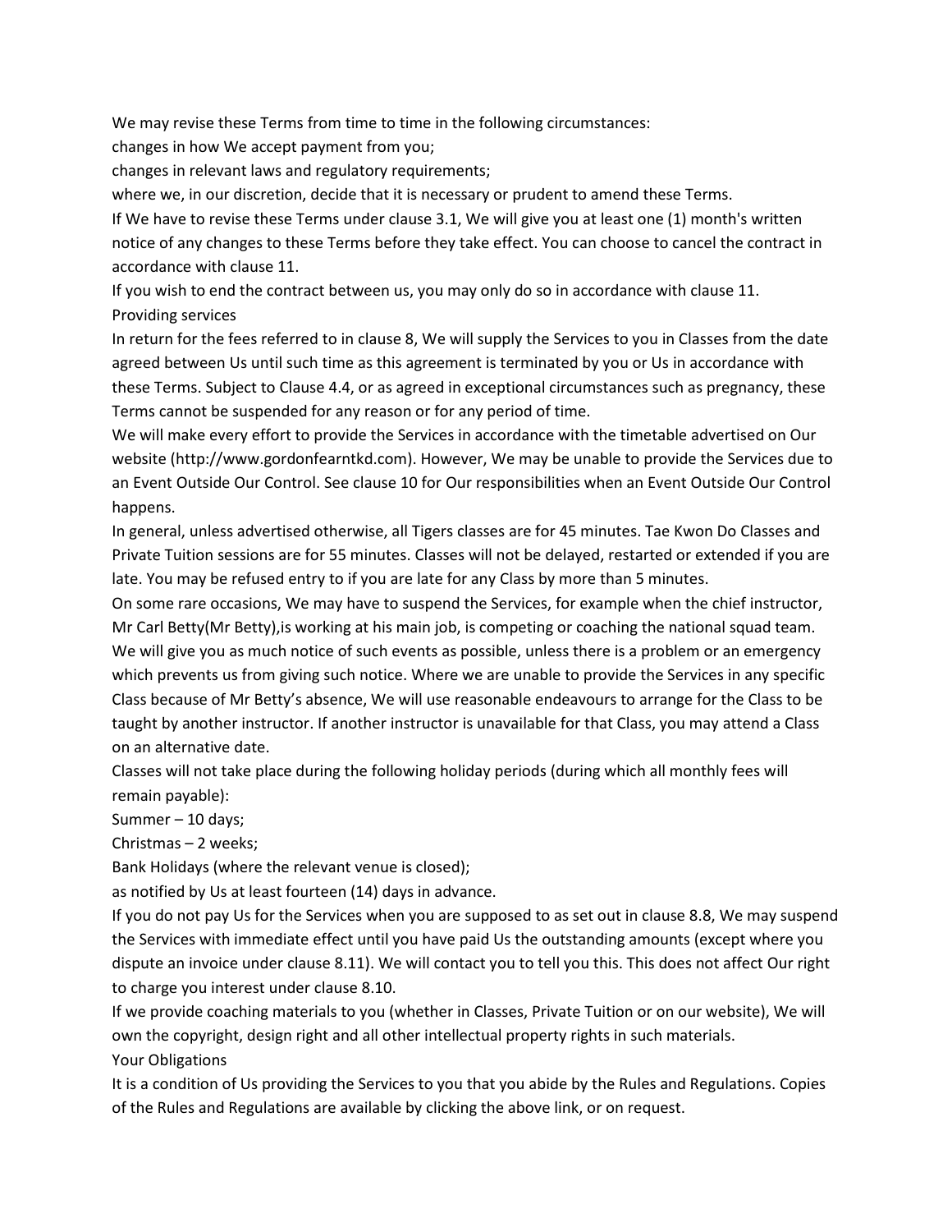We may revise these Terms from time to time in the following circumstances:

changes in how We accept payment from you;

changes in relevant laws and regulatory requirements;

where we, in our discretion, decide that it is necessary or prudent to amend these Terms.

If We have to revise these Terms under clause 3.1, We will give you at least one (1) month's written notice of any changes to these Terms before they take effect. You can choose to cancel the contract in accordance with clause 11.

If you wish to end the contract between us, you may only do so in accordance with clause 11.

## Providing services

In return for the fees referred to in clause 8, We will supply the Services to you in Classes from the date agreed between Us until such time as this agreement is terminated by you or Us in accordance with these Terms. Subject to Clause 4.4, or as agreed in exceptional circumstances such as pregnancy, these Terms cannot be suspended for any reason or for any period of time.

We will make every effort to provide the Services in accordance with the timetable advertised on Our website (http://www.gordonfearntkd.com). However, We may be unable to provide the Services due to an Event Outside Our Control. See clause 10 for Our responsibilities when an Event Outside Our Control happens.

In general, unless advertised otherwise, all Tigers classes are for 45 minutes. Tae Kwon Do Classes and Private Tuition sessions are for 55 minutes. Classes will not be delayed, restarted or extended if you are late. You may be refused entry to if you are late for any Class by more than 5 minutes.

On some rare occasions, We may have to suspend the Services, for example when the chief instructor, Mr Carl Betty(Mr Betty),is working at his main job, is competing or coaching the national squad team. We will give you as much notice of such events as possible, unless there is a problem or an emergency which prevents us from giving such notice. Where we are unable to provide the Services in any specific Class because of Mr Betty's absence, We will use reasonable endeavours to arrange for the Class to be taught by another instructor. If another instructor is unavailable for that Class, you may attend a Class on an alternative date.

Classes will not take place during the following holiday periods (during which all monthly fees will remain payable):

Summer – 10 days;

Christmas – 2 weeks;

Bank Holidays (where the relevant venue is closed);

as notified by Us at least fourteen (14) days in advance.

If you do not pay Us for the Services when you are supposed to as set out in clause 8.8, We may suspend the Services with immediate effect until you have paid Us the outstanding amounts (except where you dispute an invoice under clause 8.11). We will contact you to tell you this. This does not affect Our right to charge you interest under clause 8.10.

If we provide coaching materials to you (whether in Classes, Private Tuition or on our website), We will own the copyright, design right and all other intellectual property rights in such materials.

## Your Obligations

It is a condition of Us providing the Services to you that you abide by the Rules and Regulations. Copies of the Rules and Regulations are available by clicking the above link, or on request.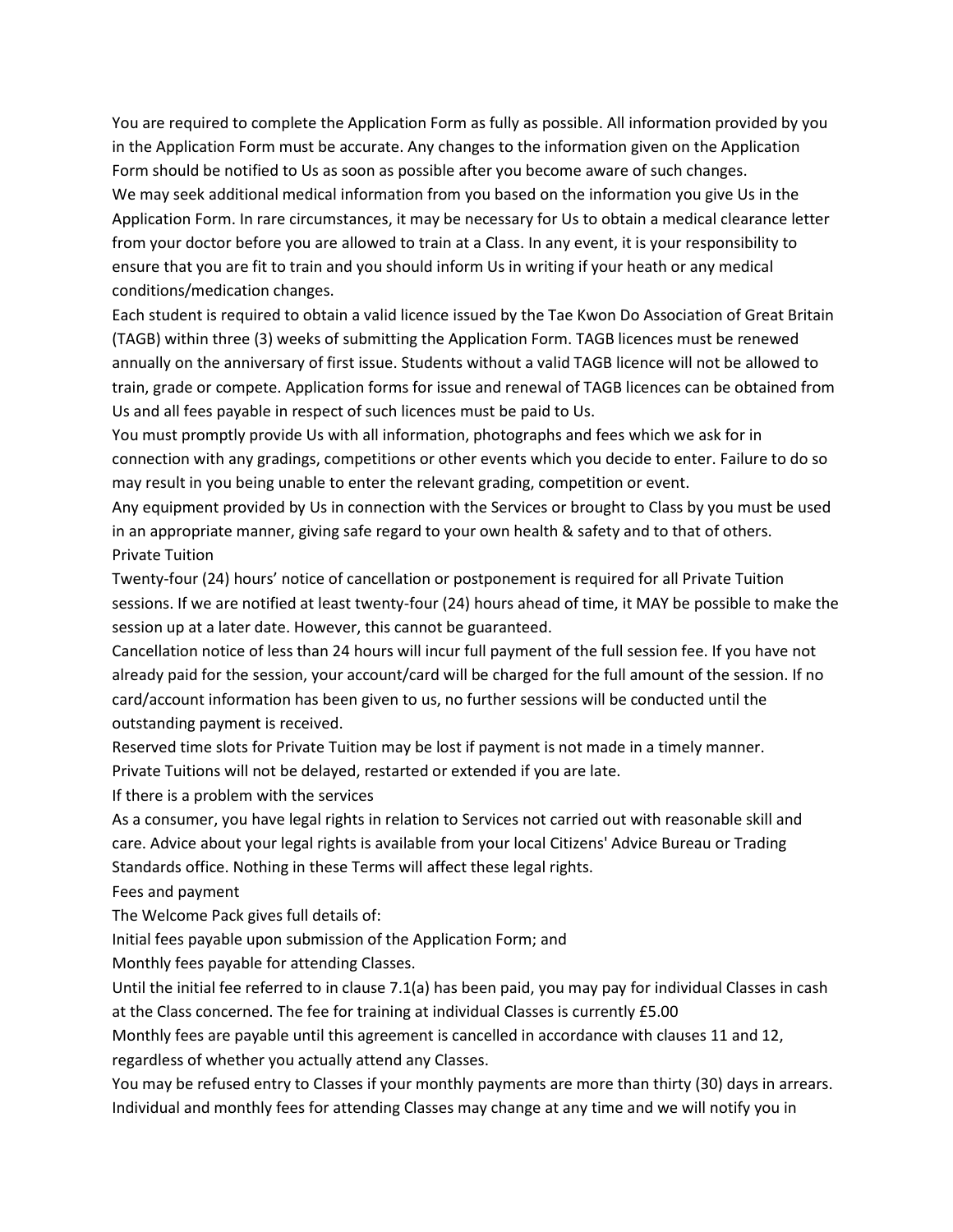You are required to complete the Application Form as fully as possible. All information provided by you in the Application Form must be accurate. Any changes to the information given on the Application Form should be notified to Us as soon as possible after you become aware of such changes.

We may seek additional medical information from you based on the information you give Us in the Application Form. In rare circumstances, it may be necessary for Us to obtain a medical clearance letter from your doctor before you are allowed to train at a Class. In any event, it is your responsibility to ensure that you are fit to train and you should inform Us in writing if your heath or any medical conditions/medication changes.

Each student is required to obtain a valid licence issued by the Tae Kwon Do Association of Great Britain (TAGB) within three (3) weeks of submitting the Application Form. TAGB licences must be renewed annually on the anniversary of first issue. Students without a valid TAGB licence will not be allowed to train, grade or compete. Application forms for issue and renewal of TAGB licences can be obtained from Us and all fees payable in respect of such licences must be paid to Us.

You must promptly provide Us with all information, photographs and fees which we ask for in connection with any gradings, competitions or other events which you decide to enter. Failure to do so may result in you being unable to enter the relevant grading, competition or event.

Any equipment provided by Us in connection with the Services or brought to Class by you must be used in an appropriate manner, giving safe regard to your own health & safety and to that of others.

## Private Tuition

Twenty-four (24) hours' notice of cancellation or postponement is required for all Private Tuition sessions. If we are notified at least twenty-four (24) hours ahead of time, it MAY be possible to make the session up at a later date. However, this cannot be guaranteed.

Cancellation notice of less than 24 hours will incur full payment of the full session fee. If you have not already paid for the session, your account/card will be charged for the full amount of the session. If no card/account information has been given to us, no further sessions will be conducted until the outstanding payment is received.

Reserved time slots for Private Tuition may be lost if payment is not made in a timely manner.

Private Tuitions will not be delayed, restarted or extended if you are late.

## If there is a problem with the services

As a consumer, you have legal rights in relation to Services not carried out with reasonable skill and care. Advice about your legal rights is available from your local Citizens' Advice Bureau or Trading Standards office. Nothing in these Terms will affect these legal rights.

## Fees and payment

The Welcome Pack gives full details of:

Initial fees payable upon submission of the Application Form; and

Monthly fees payable for attending Classes.

Until the initial fee referred to in clause 7.1(a) has been paid, you may pay for individual Classes in cash at the Class concerned. The fee for training at individual Classes is currently £5.00

Monthly fees are payable until this agreement is cancelled in accordance with clauses 11 and 12, regardless of whether you actually attend any Classes.

You may be refused entry to Classes if your monthly payments are more than thirty (30) days in arrears.

Individual and monthly fees for attending Classes may change at any time and we will notify you in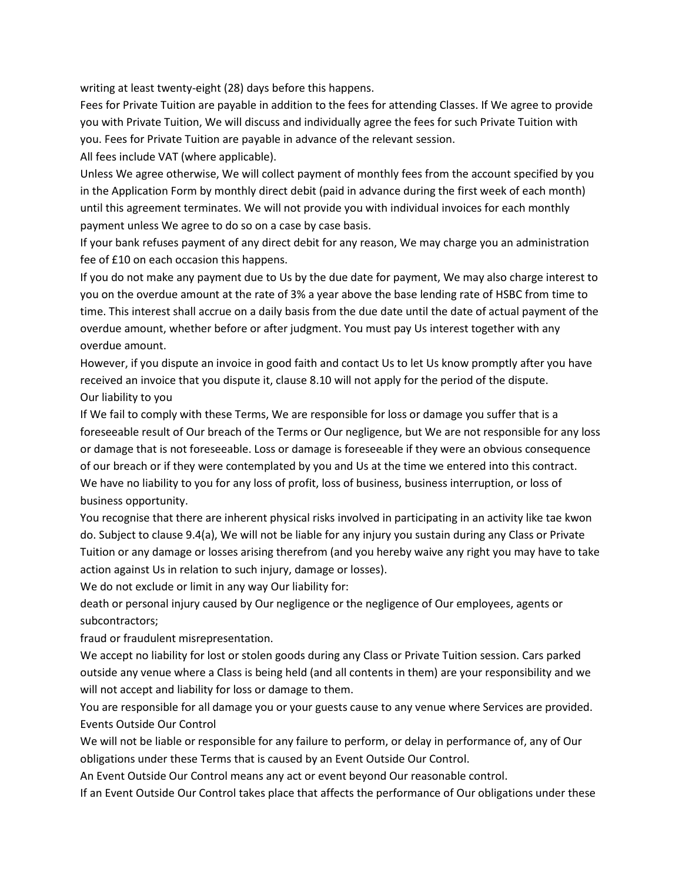writing at least twenty-eight (28) days before this happens.

Fees for Private Tuition are payable in addition to the fees for attending Classes. If We agree to provide you with Private Tuition, We will discuss and individually agree the fees for such Private Tuition with you. Fees for Private Tuition are payable in advance of the relevant session.

All fees include VAT (where applicable).

Unless We agree otherwise, We will collect payment of monthly fees from the account specified by you in the Application Form by monthly direct debit (paid in advance during the first week of each month) until this agreement terminates. We will not provide you with individual invoices for each monthly payment unless We agree to do so on a case by case basis.

If your bank refuses payment of any direct debit for any reason, We may charge you an administration fee of £10 on each occasion this happens.

If you do not make any payment due to Us by the due date for payment, We may also charge interest to you on the overdue amount at the rate of 3% a year above the base lending rate of HSBC from time to time. This interest shall accrue on a daily basis from the due date until the date of actual payment of the overdue amount, whether before or after judgment. You must pay Us interest together with any overdue amount.

However, if you dispute an invoice in good faith and contact Us to let Us know promptly after you have received an invoice that you dispute it, clause 8.10 will not apply for the period of the dispute.

## Our liability to you

If We fail to comply with these Terms, We are responsible for loss or damage you suffer that is a foreseeable result of Our breach of the Terms or Our negligence, but We are not responsible for any loss or damage that is not foreseeable. Loss or damage is foreseeable if they were an obvious consequence of our breach or if they were contemplated by you and Us at the time we entered into this contract.

We have no liability to you for any loss of profit, loss of business, business interruption, or loss of business opportunity.

You recognise that there are inherent physical risks involved in participating in an activity like tae kwon do. Subject to clause 9.4(a), We will not be liable for any injury you sustain during any Class or Private Tuition or any damage or losses arising therefrom (and you hereby waive any right you may have to take action against Us in relation to such injury, damage or losses).

We do not exclude or limit in any way Our liability for:

death or personal injury caused by Our negligence or the negligence of Our employees, agents or subcontractors;

fraud or fraudulent misrepresentation.

We accept no liability for lost or stolen goods during any Class or Private Tuition session. Cars parked outside any venue where a Class is being held (and all contents in them) are your responsibility and we will not accept and liability for loss or damage to them.

You are responsible for all damage you or your guests cause to any venue where Services are provided.

## Events Outside Our Control

We will not be liable or responsible for any failure to perform, or delay in performance of, any of Our obligations under these Terms that is caused by an Event Outside Our Control.

An Event Outside Our Control means any act or event beyond Our reasonable control.

If an Event Outside Our Control takes place that affects the performance of Our obligations under these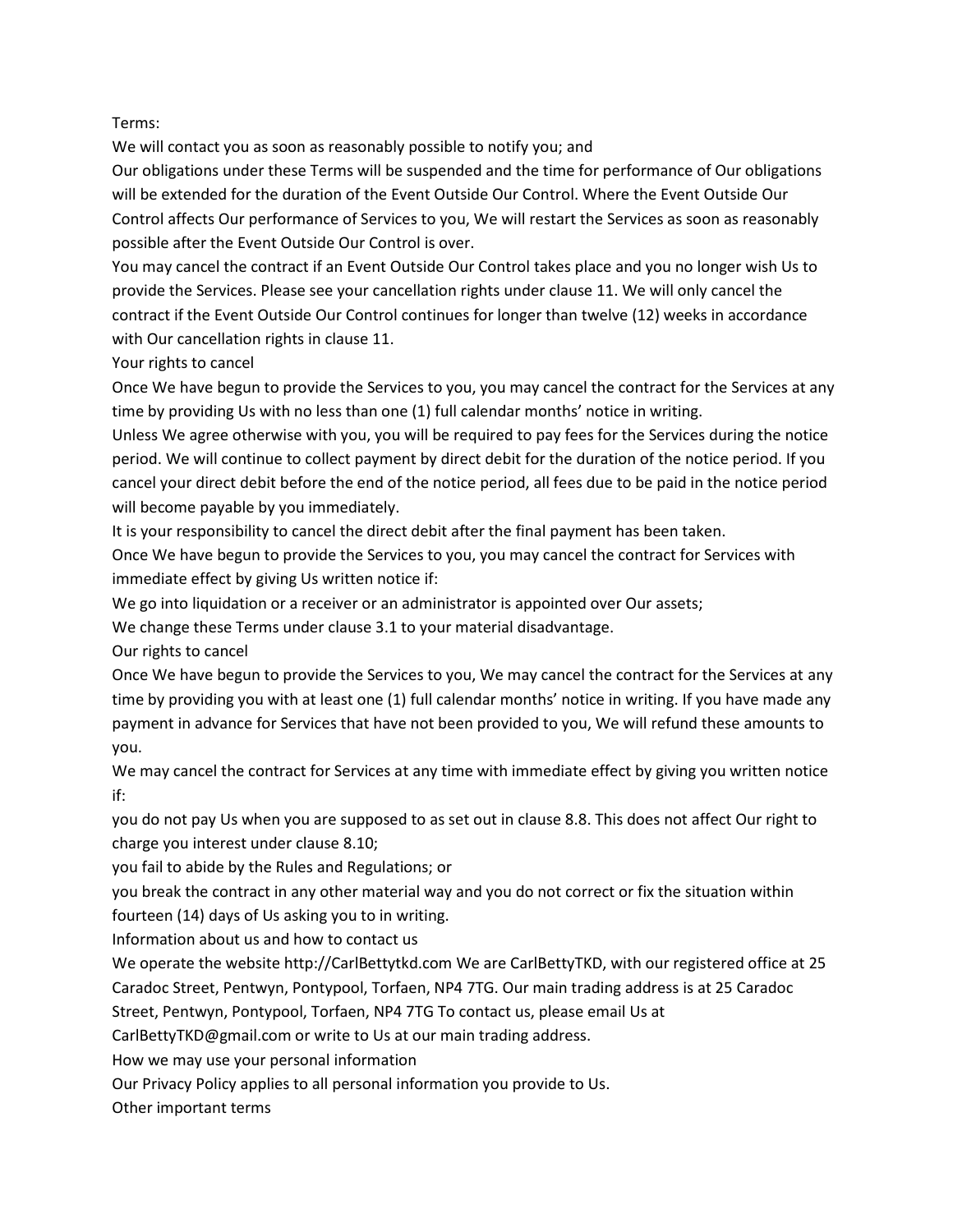Terms:

We will contact you as soon as reasonably possible to notify you; and

Our obligations under these Terms will be suspended and the time for performance of Our obligations will be extended for the duration of the Event Outside Our Control. Where the Event Outside Our Control affects Our performance of Services to you, We will restart the Services as soon as reasonably possible after the Event Outside Our Control is over.

You may cancel the contract if an Event Outside Our Control takes place and you no longer wish Us to provide the Services. Please see your cancellation rights under clause 11. We will only cancel the contract if the Event Outside Our Control continues for longer than twelve (12) weeks in accordance with Our cancellation rights in clause 11.

Your rights to cancel

Once We have begun to provide the Services to you, you may cancel the contract for the Services at any time by providing Us with no less than one (1) full calendar months' notice in writing.

Unless We agree otherwise with you, you will be required to pay fees for the Services during the notice period. We will continue to collect payment by direct debit for the duration of the notice period. If you cancel your direct debit before the end of the notice period, all fees due to be paid in the notice period will become payable by you immediately.

It is your responsibility to cancel the direct debit after the final payment has been taken.

Once We have begun to provide the Services to you, you may cancel the contract for Services with immediate effect by giving Us written notice if:

We go into liquidation or a receiver or an administrator is appointed over Our assets;

We change these Terms under clause 3.1 to your material disadvantage.

Our rights to cancel

Once We have begun to provide the Services to you, We may cancel the contract for the Services at any time by providing you with at least one (1) full calendar months' notice in writing. If you have made any payment in advance for Services that have not been provided to you, We will refund these amounts to you.

We may cancel the contract for Services at any time with immediate effect by giving you written notice if:

you do not pay Us when you are supposed to as set out in clause 8.8. This does not affect Our right to charge you interest under clause 8.10;

you fail to abide by the Rules and Regulations; or

you break the contract in any other material way and you do not correct or fix the situation within fourteen (14) days of Us asking you to in writing.

Information about us and how to contact us

We operate the website http://CarlBettytkd.com We are CarlBettyTKD, with our registered office at 25 Caradoc Street, Pentwyn, Pontypool, Torfaen, NP4 7TG. Our main trading address is at 25 Caradoc Street, Pentwyn, Pontypool, Torfaen, NP4 7TG To contact us, please email Us at CarlBettyTKD@gmail.com or write to Us at our main trading address.

How we may use your personal information

Our Privacy Policy applies to all personal information you provide to Us.

Other important terms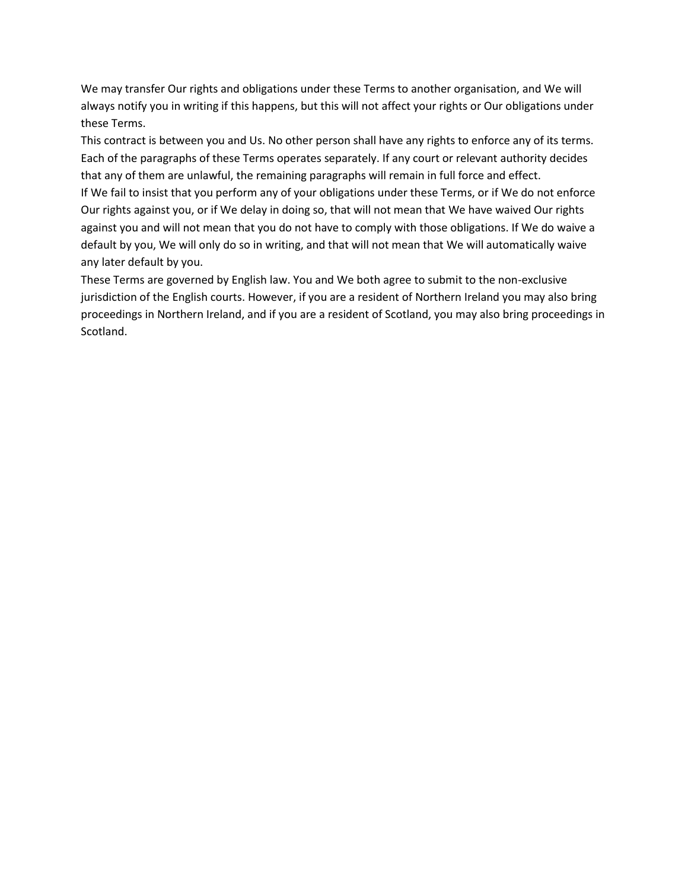We may transfer Our rights and obligations under these Terms to another organisation, and We will always notify you in writing if this happens, but this will not affect your rights or Our obligations under these Terms.

This contract is between you and Us. No other person shall have any rights to enforce any of its terms.

Each of the paragraphs of these Terms operates separately. If any court or relevant authority decides that any of them are unlawful, the remaining paragraphs will remain in full force and effect.

If We fail to insist that you perform any of your obligations under these Terms, or if We do not enforce Our rights against you, or if We delay in doing so, that will not mean that We have waived Our rights against you and will not mean that you do not have to comply with those obligations. If We do waive a default by you, We will only do so in writing, and that will not mean that We will automatically waive any later default by you.

These Terms are governed by English law. You and We both agree to submit to the non-exclusive jurisdiction of the English courts. However, if you are a resident of Northern Ireland you may also bring proceedings in Northern Ireland, and if you are a resident of Scotland, you may also bring proceedings in Scotland.